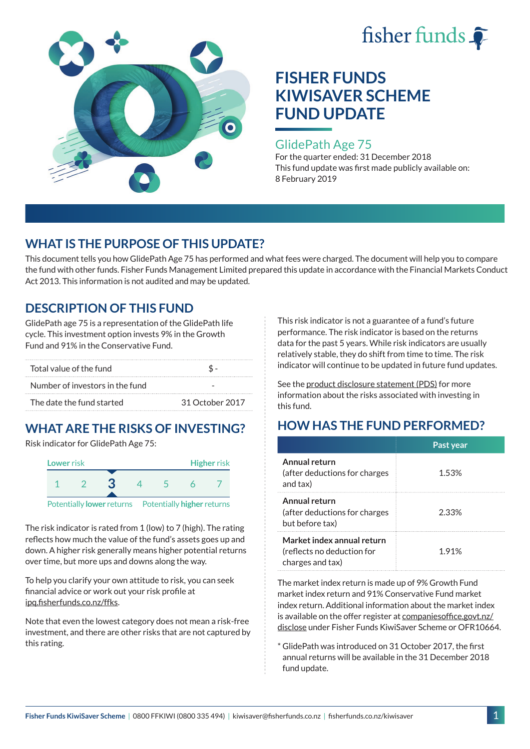fisher funds

# FISHER FUNDS KIWISAVER SCHEME FUND UPDATE

## GlidePath Age 75

For the quarter ended: 31 December 2018

This fund update was first made publicly available on: 8 February 2019

## WHAT IS THE PURPOSE OF THIS UPDATE?

This document tells you how GlidePath Age 75 has performed and what fees were charged. The document will help you to compare the fund with other funds. Fisher Funds Management Limited prepared this update in accordance with the Financial Markets Conduct Act 2013. This information is not audited and may be updated.

## DESCRIPTION OF THIS FUND

GlidePath age 75 is a representation of the GlidePath life cycle. This investment option invests 9% in the Growth Fund and 91% in the Conservative Fund.

| | |
|---|---|
| Total value of the fund | $ - |
| Number of investors in the fund | - |
| The date the fund started | 31 October 2017 |

## WHAT ARE THE RISKS OF INVESTING?

Risk indicator for GlidePath Age 75:

Lower risk — Higher risk

1 2 **3** 4 5 6 7

Potentially **lower** returns — Potentially **higher** returns

The risk indicator is rated from 1 (low) to 7 (high). The rating reflects how much the value of the fund's assets goes up and down. A higher risk generally means higher potential returns over time, but more ups and downs along the way.

To help you clarify your own attitude to risk, you can seek financial advice or work out your risk profile at ipq.fisherfunds.co.nz/ffks.

Note that even the lowest category does not mean a risk-free investment, and there are other risks that are not captured by this rating.

This risk indicator is not a guarantee of a fund's future performance. The risk indicator is based on the returns data for the past 5 years. While risk indicators are usually relatively stable, they do shift from time to time. The risk indicator will continue to be updated in future fund updates.

See the product disclosure statement (PDS) for more information about the risks associated with investing in this fund.

## HOW HAS THE FUND PERFORMED?

| | Past year |
|---|---|
| **Annual return** (after deductions for charges and tax) | 1.53% |
| **Annual return** (after deductions for charges but before tax) | 2.33% |
| **Market index annual return** (reflects no deduction for charges and tax) | 1.91% |

The market index return is made up of 9% Growth Fund market index return and 91% Conservative Fund market index return. Additional information about the market index is available on the offer register at companiesoffice.govt.nz/disclose under Fisher Funds KiwiSaver Scheme or OFR10664.

* GlidePath was introduced on 31 October 2017, the first annual returns will be available in the 31 December 2018 fund update.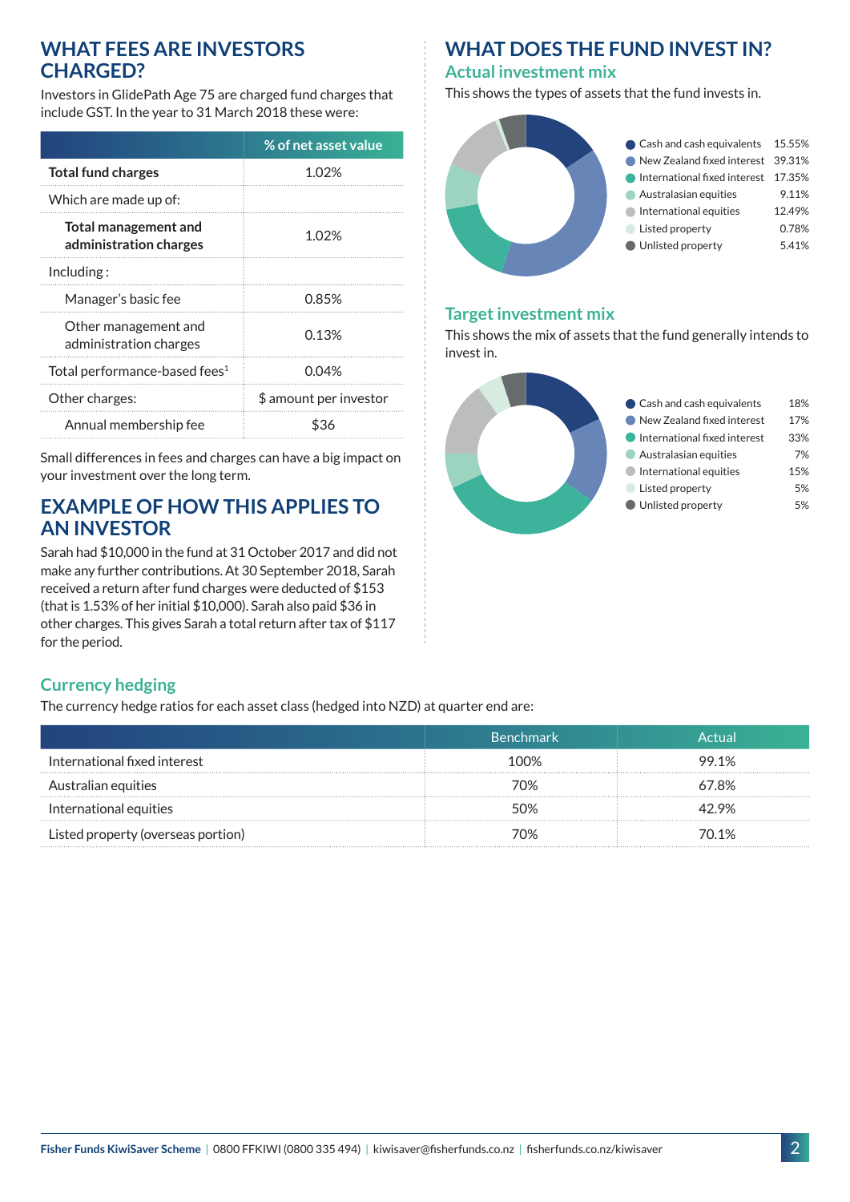## WHAT FEES ARE INVESTORS CHARGED?

Investors in GlidePath Age 75 are charged fund charges that include GST. In the year to 31 March 2018 these were:

| | % of net asset value |
|---|---|
| **Total fund charges** | 1.02% |
| Which are made up of: | |
| **Total management and administration charges** | 1.02% |
| Including : | |
| Manager's basic fee | 0.85% |
| Other management and administration charges | 0.13% |
| Total performance-based fees[1] | 0.04% |
| Other charges: | $ amount per investor |
| Annual membership fee | $36 |

Small differences in fees and charges can have a big impact on your investment over the long term.

## EXAMPLE OF HOW THIS APPLIES TO AN INVESTOR

Sarah had $10,000 in the fund at 31 October 2017 and did not make any further contributions. At 30 September 2018, Sarah received a return after fund charges were deducted of $153 (that is 1.53% of her initial $10,000). Sarah also paid $36 in other charges. This gives Sarah a total return after tax of $117 for the period.

## WHAT DOES THE FUND INVEST IN?

### Actual investment mix

This shows the types of assets that the fund invests in.

| Asset | % |
|---|---|
| Cash and cash equivalents | 15.55% |
| New Zealand fixed interest | 39.31% |
| International fixed interest | 17.35% |
| Australasian equities | 9.11% |
| International equities | 12.49% |
| Listed property | 0.78% |
| Unlisted property | 5.41% |

### Target investment mix

This shows the mix of assets that the fund generally intends to invest in.

| Asset | % |
|---|---|
| Cash and cash equivalents | 18% |
| New Zealand fixed interest | 17% |
| International fixed interest | 33% |
| Australasian equities | 7% |
| International equities | 15% |
| Listed property | 5% |
| Unlisted property | 5% |

### Currency hedging

The currency hedge ratios for each asset class (hedged into NZD) at quarter end are:

| | Benchmark | Actual |
|---|---|---|
| International fixed interest | 100% | 99.1% |
| Australian equities | 70% | 67.8% |
| International equities | 50% | 42.9% |
| Listed property (overseas portion) | 70% | 70.1% |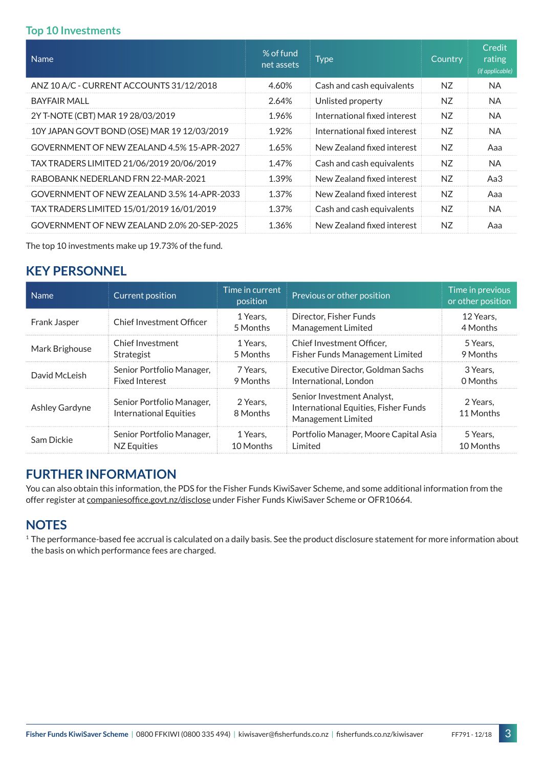## Top 10 Investments

| Name | % of fund net assets | Type | Country | Credit rating *(if applicable)* |
|---|---|---|---|---|
| ANZ 10 A/C - CURRENT ACCOUNTS 31/12/2018 | 4.60% | Cash and cash equivalents | NZ | NA |
| BAYFAIR MALL | 2.64% | Unlisted property | NZ | NA |
| 2Y T-NOTE (CBT) MAR 19 28/03/2019 | 1.96% | International fixed interest | NZ | NA |
| 10Y JAPAN GOVT BOND (OSE) MAR 19 12/03/2019 | 1.92% | International fixed interest | NZ | NA |
| GOVERNMENT OF NEW ZEALAND 4.5% 15-APR-2027 | 1.65% | New Zealand fixed interest | NZ | Aaa |
| TAX TRADERS LIMITED 21/06/2019 20/06/2019 | 1.47% | Cash and cash equivalents | NZ | NA |
| RABOBANK NEDERLAND FRN 22-MAR-2021 | 1.39% | New Zealand fixed interest | NZ | Aa3 |
| GOVERNMENT OF NEW ZEALAND 3.5% 14-APR-2033 | 1.37% | New Zealand fixed interest | NZ | Aaa |
| TAX TRADERS LIMITED 15/01/2019 16/01/2019 | 1.37% | Cash and cash equivalents | NZ | NA |
| GOVERNMENT OF NEW ZEALAND 2.0% 20-SEP-2025 | 1.36% | New Zealand fixed interest | NZ | Aaa |

The top 10 investments make up 19.73% of the fund.

## KEY PERSONNEL

| Name | Current position | Time in current position | Previous or other position | Time in previous or other position |
|---|---|---|---|---|
| Frank Jasper | Chief Investment Officer | 1 Years, 5 Months | Director, Fisher Funds Management Limited | 12 Years, 4 Months |
| Mark Brighouse | Chief Investment Strategist | 1 Years, 5 Months | Chief Investment Officer, Fisher Funds Management Limited | 5 Years, 9 Months |
| David McLeish | Senior Portfolio Manager, Fixed Interest | 7 Years, 9 Months | Executive Director, Goldman Sachs International, London | 3 Years, 0 Months |
| Ashley Gardyne | Senior Portfolio Manager, International Equities | 2 Years, 8 Months | Senior Investment Analyst, International Equities, Fisher Funds Management Limited | 2 Years, 11 Months |
| Sam Dickie | Senior Portfolio Manager, NZ Equities | 1 Years, 10 Months | Portfolio Manager, Moore Capital Asia Limited | 5 Years, 10 Months |

## FURTHER INFORMATION

You can also obtain this information, the PDS for the Fisher Funds KiwiSaver Scheme, and some additional information from the offer register at companiesoffice.govt.nz/disclose under Fisher Funds KiwiSaver Scheme or OFR10664.

## NOTES

[1] The performance-based fee accrual is calculated on a daily basis. See the product disclosure statement for more information about the basis on which performance fees are charged.